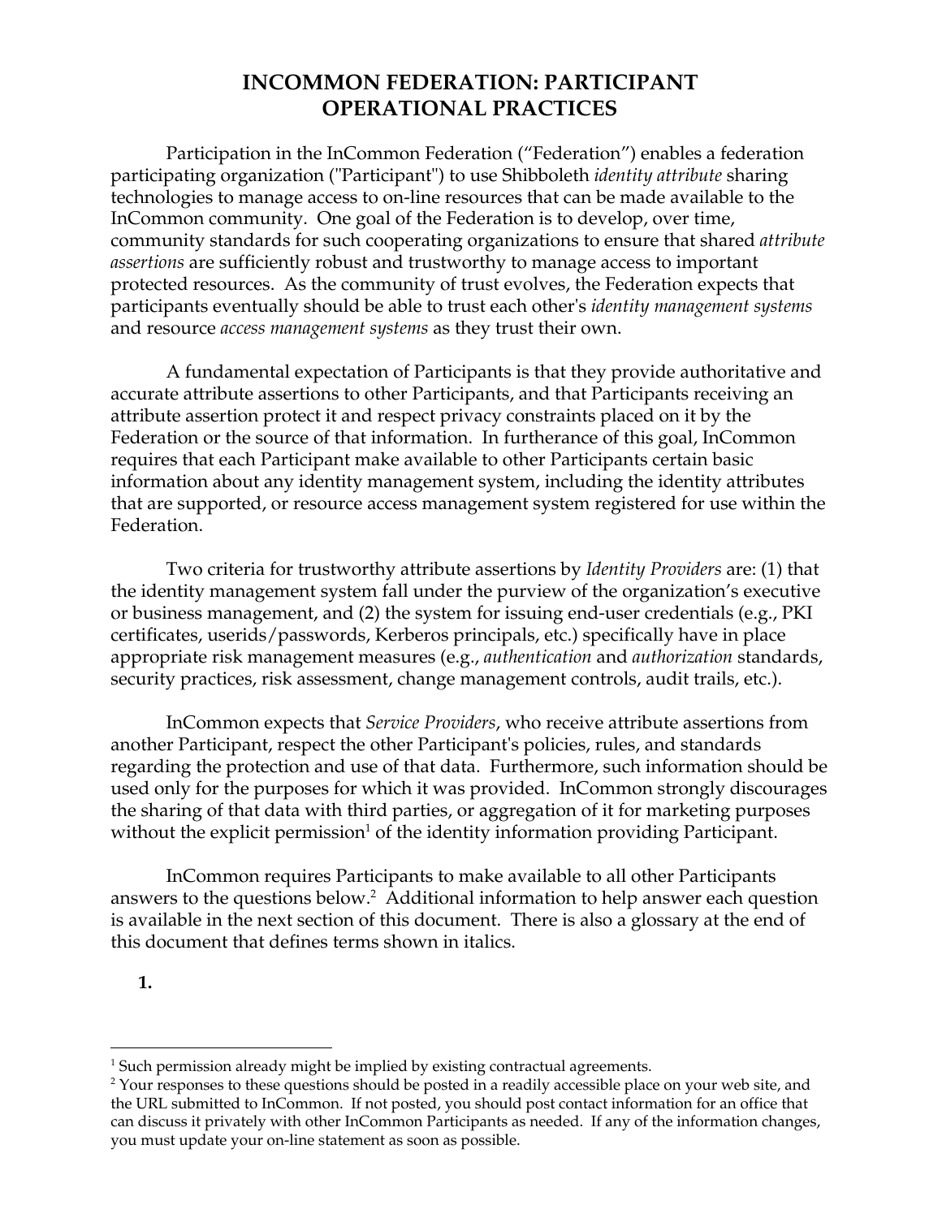# INCOMMON FEDERATION: PARTICIPANT OPERATIONAL PRACTICES

Participation in the InCommon Federation ("Federation") enables a federation participating organization ("Participant") to use Shibboleth *identity attribute* sharing technologies to manage access to on-line resources that can be made available to the InCommon community. One goal of the Federation is to develop, over time, community standards for such cooperating organizations to ensure that shared *attribute assertions* are sufficiently robust and trustworthy to manage access to important protected resources. As the community of trust evolves, the Federation expects that participants eventually should be able to trust each other's *identity management systems* and resource *access management systems* as they trust their own.

A fundamental expectation of Participants is that they provide authoritative and accurate attribute assertions to other Participants, and that Participants receiving an attribute assertion protect it and respect privacy constraints placed on it by the Federation or the source of that information. In furtherance of this goal, InCommon requires that each Participant make available to other Participants certain basic information about any identity management system, including the identity attributes that are supported, or resource access management system registered for use within the Federation.

Two criteria for trustworthy attribute assertions by *Identity Providers* are: (1) that the identity management system fall under the purview of the organization's executive or business management, and (2) the system for issuing end-user credentials (e.g., PKI certificates, userids/passwords, Kerberos principals, etc.) specifically have in place appropriate risk management measures (e.g., *authentication* and *authorization* standards, security practices, risk assessment, change management controls, audit trails, etc.).

InCommon expects that *Service Providers*, who receive attribute assertions from another Participant, respect the other Participant's policies, rules, and standards regarding the protection and use of that data. Furthermore, such information should be used only for the purposes for which it was provided. InCommon strongly discourages the sharing of that data with third parties, or aggregation of it for marketing purposes without the explicit permission[1] of the identity information providing Participant.

InCommon requires Participants to make available to all other Participants answers to the questions below.[2] Additional information to help answer each question is available in the next section of this document. There is also a glossary at the end of this document that defines terms shown in italics.

**1.**

---

[1] Such permission already might be implied by existing contractual agreements.

[2] Your responses to these questions should be posted in a readily accessible place on your web site, and the URL submitted to InCommon. If not posted, you should post contact information for an office that can discuss it privately with other InCommon Participants as needed. If any of the information changes, you must update your on-line statement as soon as possible.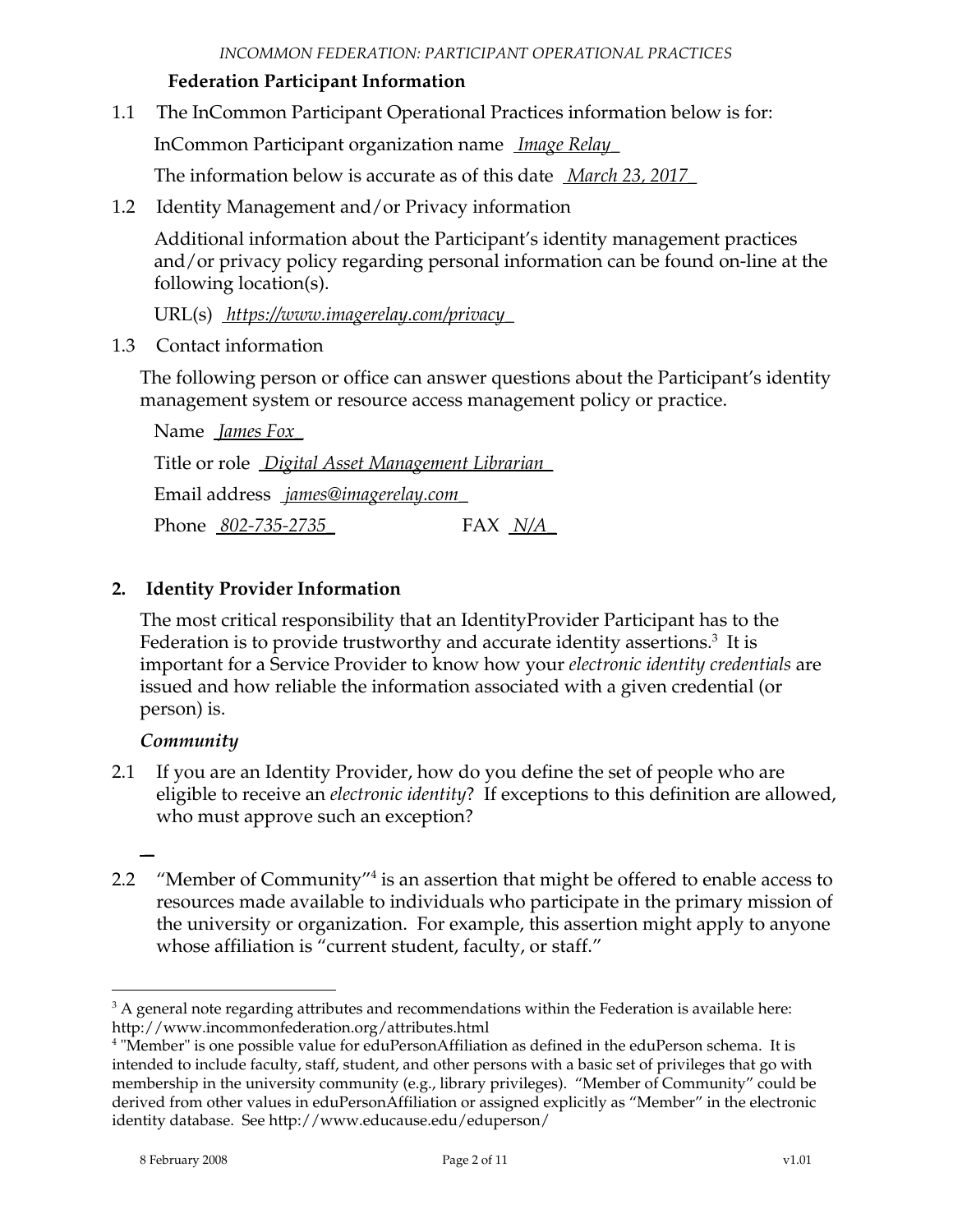### Federation Participant Information

1.1 The InCommon Participant Operational Practices information below is for:

InCommon Participant organization name _Image Relay_

The information below is accurate as of this date _March 23, 2017_

1.2 Identity Management and/or Privacy information

Additional information about the Participant's identity management practices and/or privacy policy regarding personal information can be found on-line at the following location(s).

URL(s) _https://www.imagerelay.com/privacy_

1.3 Contact information

The following person or office can answer questions about the Participant's identity management system or resource access management policy or practice.

Name _James Fox_

Title or role _Digital Asset Management Librarian_

Email address _james@imagerelay.com_

Phone _802-735-2735_ FAX _N/A_

## 2. Identity Provider Information

The most critical responsibility that an IdentityProvider Participant has to the Federation is to provide trustworthy and accurate identity assertions.[3] It is important for a Service Provider to know how your *electronic identity credentials* are issued and how reliable the information associated with a given credential (or person) is.

### *Community*

2.1 If you are an Identity Provider, how do you define the set of people who are eligible to receive an *electronic identity*? If exceptions to this definition are allowed, who must approve such an exception?

2.2 "Member of Community"[4] is an assertion that might be offered to enable access to resources made available to individuals who participate in the primary mission of the university or organization. For example, this assertion might apply to anyone whose affiliation is "current student, faculty, or staff."

---

[3] A general note regarding attributes and recommendations within the Federation is available here: http://www.incommonfederation.org/attributes.html

[4] "Member" is one possible value for eduPersonAffiliation as defined in the eduPerson schema. It is intended to include faculty, staff, student, and other persons with a basic set of privileges that go with membership in the university community (e.g., library privileges). "Member of Community" could be derived from other values in eduPersonAffiliation or assigned explicitly as "Member" in the electronic identity database. See http://www.educause.edu/eduperson/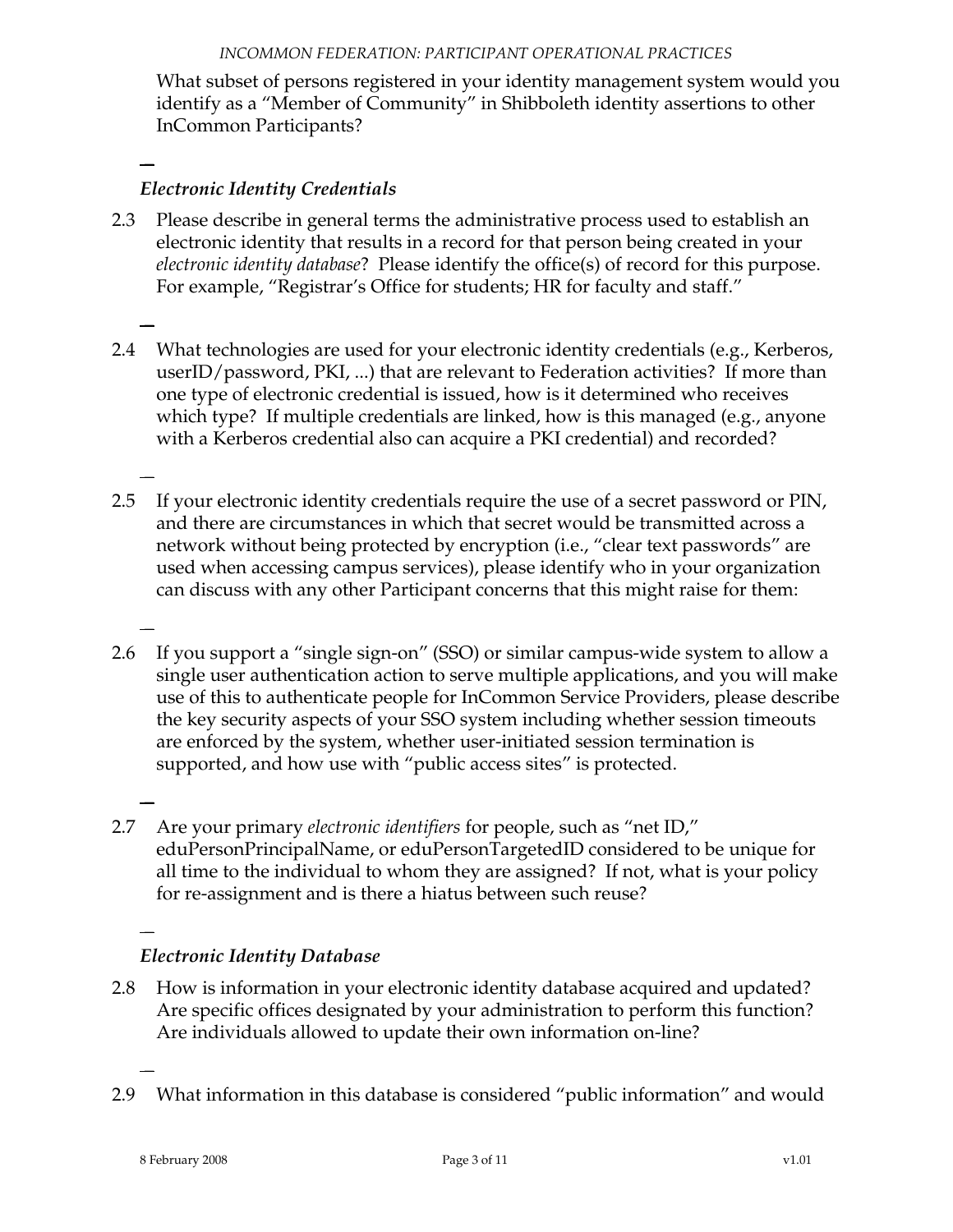What subset of persons registered in your identity management system would you identify as a "Member of Community" in Shibboleth identity assertions to other InCommon Participants?

—

### *Electronic Identity Credentials*

2.3 Please describe in general terms the administrative process used to establish an electronic identity that results in a record for that person being created in your *electronic identity database*? Please identify the office(s) of record for this purpose. For example, "Registrar's Office for students; HR for faculty and staff."

—

2.4 What technologies are used for your electronic identity credentials (e.g., Kerberos, userID/password, PKI, ...) that are relevant to Federation activities? If more than one type of electronic credential is issued, how is it determined who receives which type? If multiple credentials are linked, how is this managed (e.g., anyone with a Kerberos credential also can acquire a PKI credential) and recorded?

—

2.5 If your electronic identity credentials require the use of a secret password or PIN, and there are circumstances in which that secret would be transmitted across a network without being protected by encryption (i.e., "clear text passwords" are used when accessing campus services), please identify who in your organization can discuss with any other Participant concerns that this might raise for them:

—

2.6 If you support a "single sign-on" (SSO) or similar campus-wide system to allow a single user authentication action to serve multiple applications, and you will make use of this to authenticate people for InCommon Service Providers, please describe the key security aspects of your SSO system including whether session timeouts are enforced by the system, whether user-initiated session termination is supported, and how use with "public access sites" is protected.

—

2.7 Are your primary *electronic identifiers* for people, such as "net ID," eduPersonPrincipalName, or eduPersonTargetedID considered to be unique for all time to the individual to whom they are assigned? If not, what is your policy for re-assignment and is there a hiatus between such reuse?

—

### *Electronic Identity Database*

2.8 How is information in your electronic identity database acquired and updated? Are specific offices designated by your administration to perform this function? Are individuals allowed to update their own information on-line?

—

2.9 What information in this database is considered "public information" and would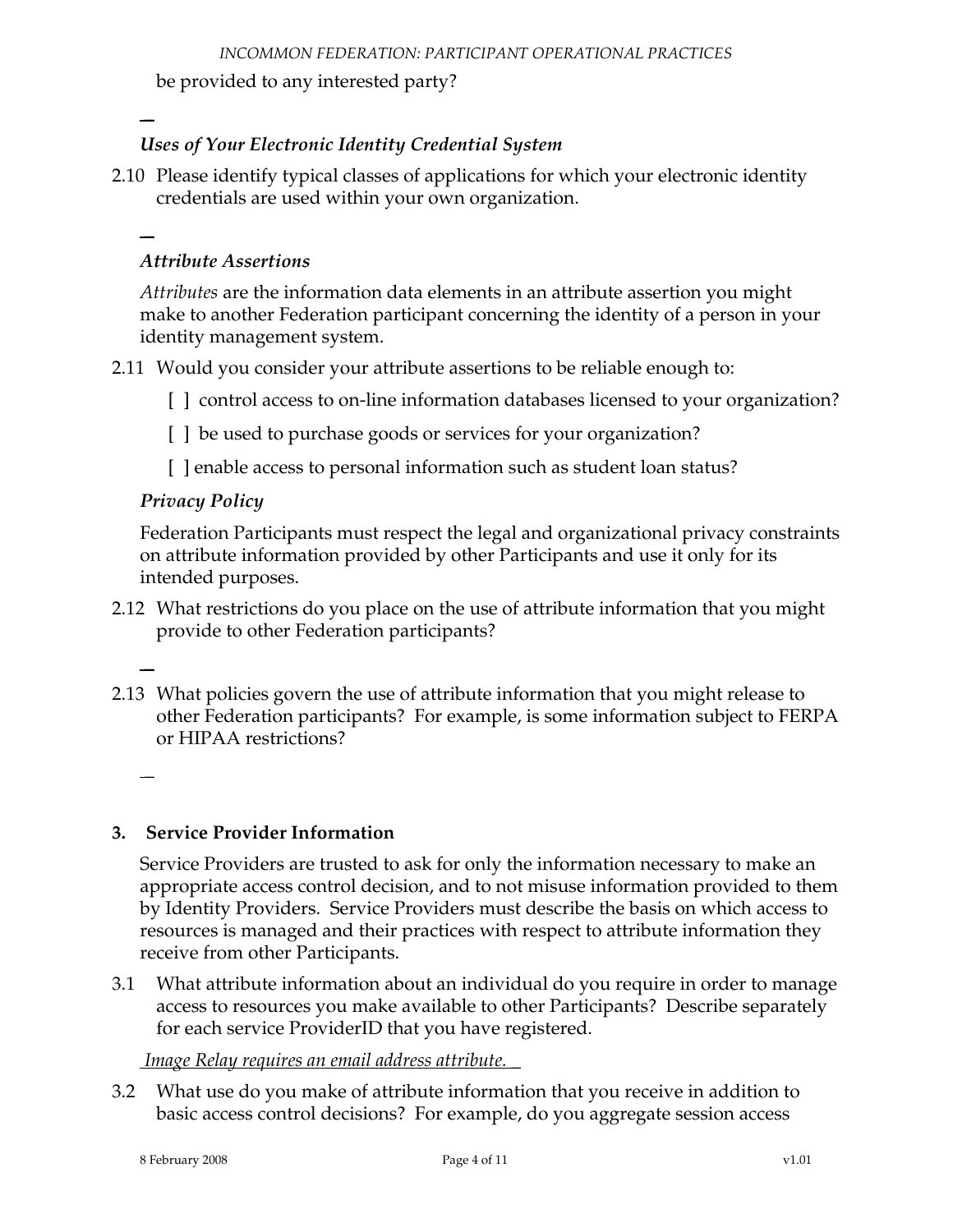be provided to any interested party?

—

*Uses of Your Electronic Identity Credential System*

2.10 Please identify typical classes of applications for which your electronic identity credentials are used within your own organization.

—

*Attribute Assertions*

*Attributes* are the information data elements in an attribute assertion you might make to another Federation participant concerning the identity of a person in your identity management system.

2.11 Would you consider your attribute assertions to be reliable enough to:

[ ] control access to on-line information databases licensed to your organization?

[ ] be used to purchase goods or services for your organization?

[ ] enable access to personal information such as student loan status?

*Privacy Policy*

Federation Participants must respect the legal and organizational privacy constraints on attribute information provided by other Participants and use it only for its intended purposes.

2.12 What restrictions do you place on the use of attribute information that you might provide to other Federation participants?

—

2.13 What policies govern the use of attribute information that you might release to other Federation participants? For example, is some information subject to FERPA or HIPAA restrictions?

—

## 3. Service Provider Information

Service Providers are trusted to ask for only the information necessary to make an appropriate access control decision, and to not misuse information provided to them by Identity Providers. Service Providers must describe the basis on which access to resources is managed and their practices with respect to attribute information they receive from other Participants.

3.1 What attribute information about an individual do you require in order to manage access to resources you make available to other Participants? Describe separately for each service ProviderID that you have registered.

*Image Relay requires an email address attribute.*

3.2 What use do you make of attribute information that you receive in addition to basic access control decisions? For example, do you aggregate session access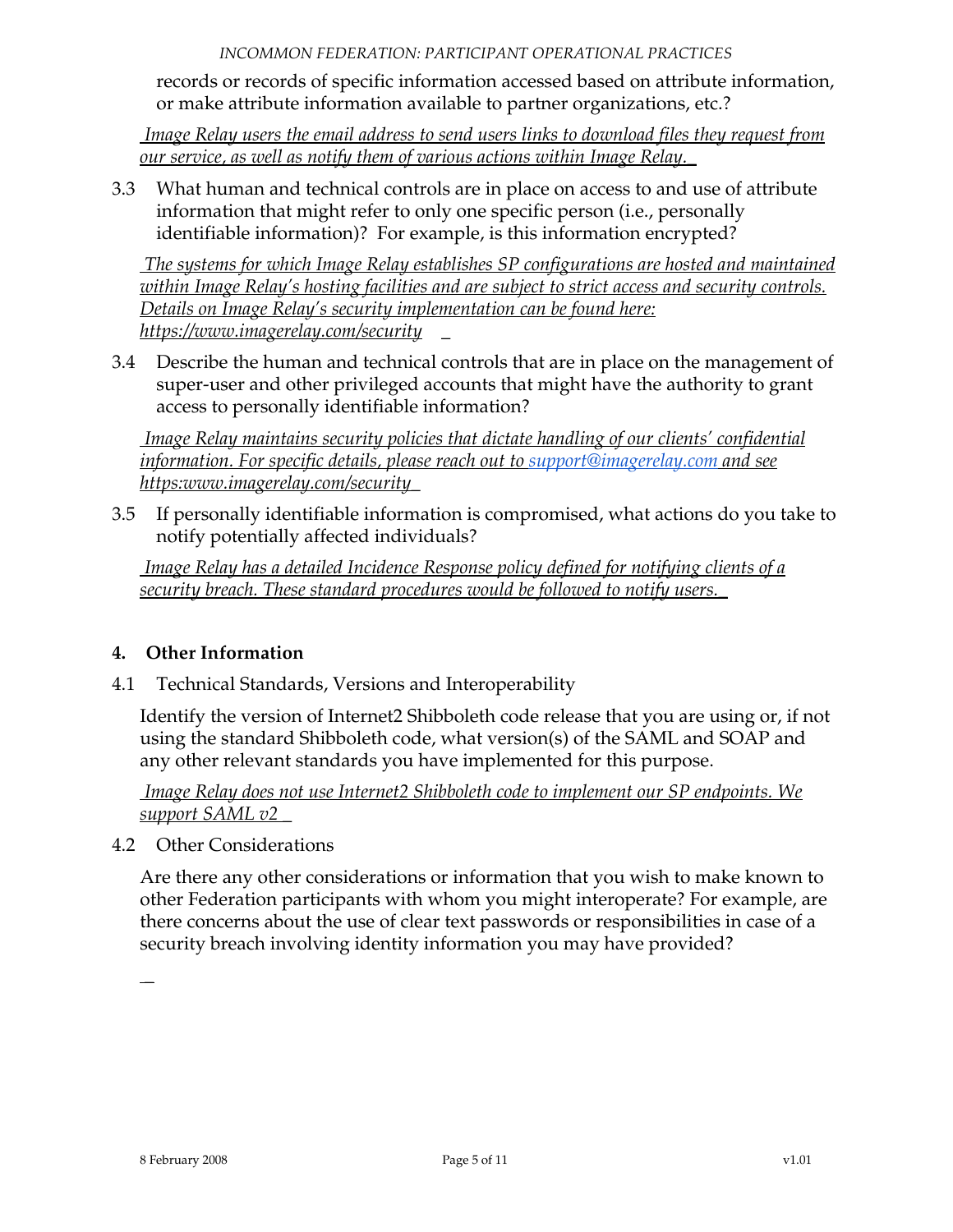records or records of specific information accessed based on attribute information, or make attribute information available to partner organizations, etc.?

*Image Relay users the email address to send users links to download files they request from our service, as well as notify them of various actions within Image Relay.*

3.3 What human and technical controls are in place on access to and use of attribute information that might refer to only one specific person (i.e., personally identifiable information)? For example, is this information encrypted?

*The systems for which Image Relay establishes SP configurations are hosted and maintained within Image Relay's hosting facilities and are subject to strict access and security controls. Details on Image Relay's security implementation can be found here: https://www.imagerelay.com/security*

3.4 Describe the human and technical controls that are in place on the management of super-user and other privileged accounts that might have the authority to grant access to personally identifiable information?

*Image Relay maintains security policies that dictate handling of our clients' confidential information. For specific details, please reach out to support@imagerelay.com and see https:www.imagerelay.com/security*

3.5 If personally identifiable information is compromised, what actions do you take to notify potentially affected individuals?

*Image Relay has a detailed Incidence Response policy defined for notifying clients of a security breach. These standard procedures would be followed to notify users.*

## 4. Other Information

4.1 Technical Standards, Versions and Interoperability

Identify the version of Internet2 Shibboleth code release that you are using or, if not using the standard Shibboleth code, what version(s) of the SAML and SOAP and any other relevant standards you have implemented for this purpose.

*Image Relay does not use Internet2 Shibboleth code to implement our SP endpoints. We support SAML v2*

4.2 Other Considerations

Are there any other considerations or information that you wish to make known to other Federation participants with whom you might interoperate? For example, are there concerns about the use of clear text passwords or responsibilities in case of a security breach involving identity information you may have provided?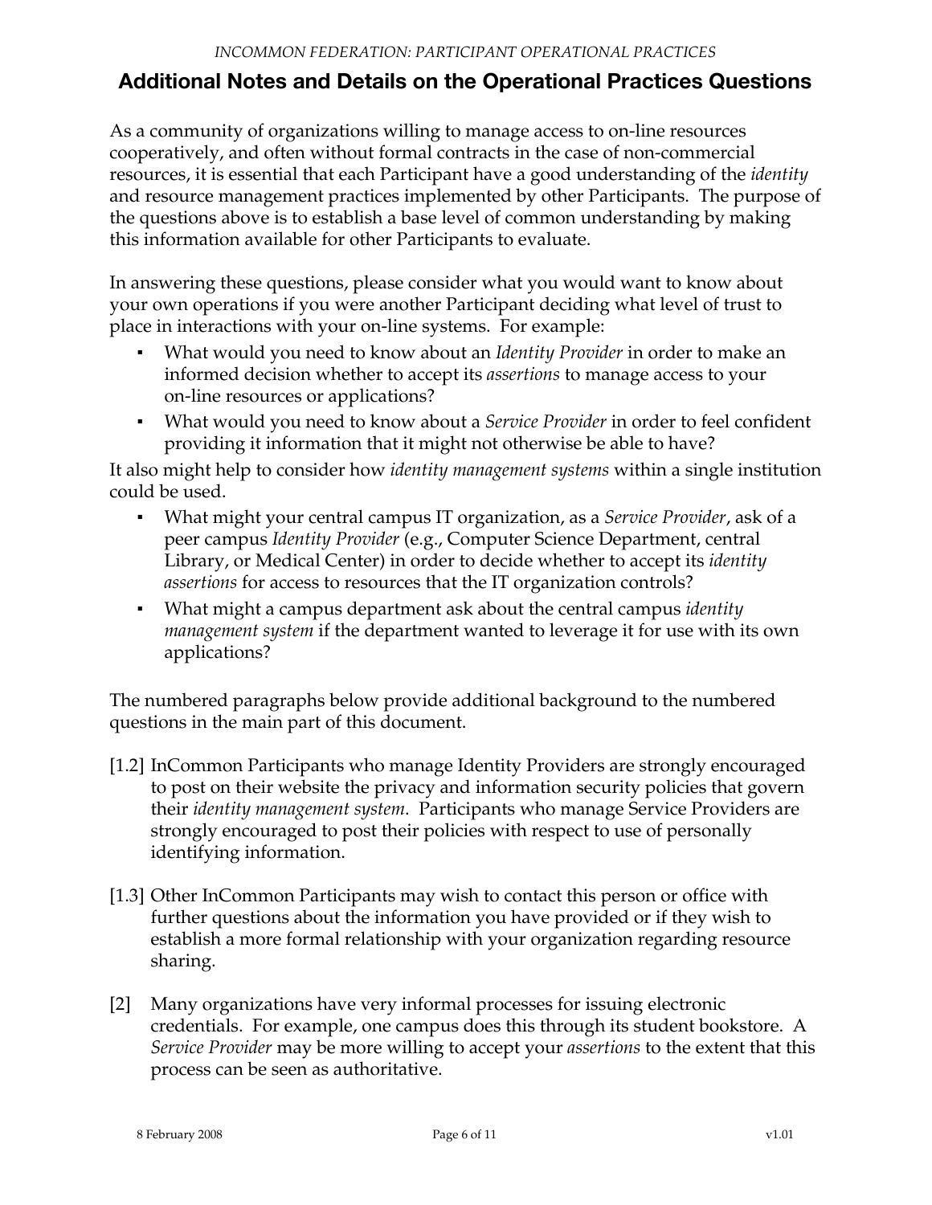## Additional Notes and Details on the Operational Practices Questions

As a community of organizations willing to manage access to on-line resources cooperatively, and often without formal contracts in the case of non-commercial resources, it is essential that each Participant have a good understanding of the *identity* and resource management practices implemented by other Participants. The purpose of the questions above is to establish a base level of common understanding by making this information available for other Participants to evaluate.

In answering these questions, please consider what you would want to know about your own operations if you were another Participant deciding what level of trust to place in interactions with your on-line systems. For example:

- What would you need to know about an *Identity Provider* in order to make an informed decision whether to accept its *assertions* to manage access to your on-line resources or applications?
- What would you need to know about a *Service Provider* in order to feel confident providing it information that it might not otherwise be able to have?

It also might help to consider how *identity management systems* within a single institution could be used.

- What might your central campus IT organization, as a *Service Provider*, ask of a peer campus *Identity Provider* (e.g., Computer Science Department, central Library, or Medical Center) in order to decide whether to accept its *identity assertions* for access to resources that the IT organization controls?
- What might a campus department ask about the central campus *identity management system* if the department wanted to leverage it for use with its own applications?

The numbered paragraphs below provide additional background to the numbered questions in the main part of this document.

[1.2] InCommon Participants who manage Identity Providers are strongly encouraged to post on their website the privacy and information security policies that govern their *identity management system*. Participants who manage Service Providers are strongly encouraged to post their policies with respect to use of personally identifying information.

[1.3] Other InCommon Participants may wish to contact this person or office with further questions about the information you have provided or if they wish to establish a more formal relationship with your organization regarding resource sharing.

[2] Many organizations have very informal processes for issuing electronic credentials. For example, one campus does this through its student bookstore. A *Service Provider* may be more willing to accept your *assertions* to the extent that this process can be seen as authoritative.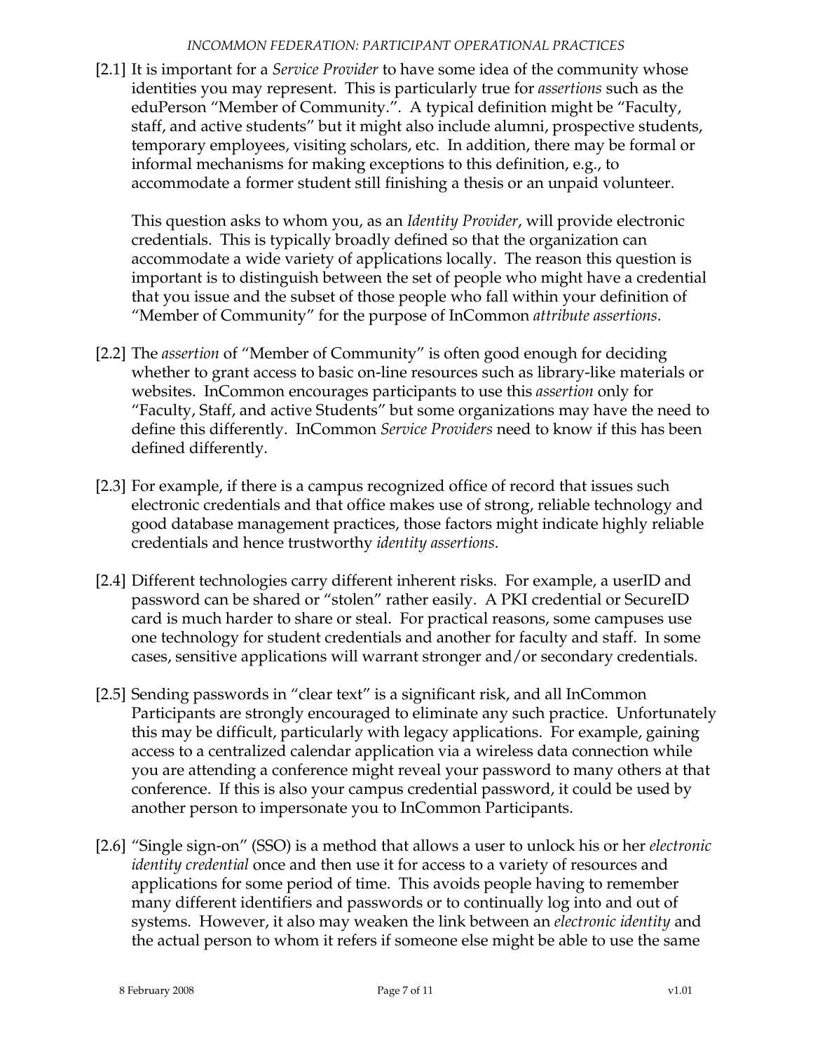[2.1] It is important for a *Service Provider* to have some idea of the community whose identities you may represent. This is particularly true for *assertions* such as the eduPerson "Member of Community.". A typical definition might be "Faculty, staff, and active students" but it might also include alumni, prospective students, temporary employees, visiting scholars, etc. In addition, there may be formal or informal mechanisms for making exceptions to this definition, e.g., to accommodate a former student still finishing a thesis or an unpaid volunteer.

This question asks to whom you, as an *Identity Provider*, will provide electronic credentials. This is typically broadly defined so that the organization can accommodate a wide variety of applications locally. The reason this question is important is to distinguish between the set of people who might have a credential that you issue and the subset of those people who fall within your definition of "Member of Community" for the purpose of InCommon *attribute assertions*.

[2.2] The *assertion* of "Member of Community" is often good enough for deciding whether to grant access to basic on-line resources such as library-like materials or websites. InCommon encourages participants to use this *assertion* only for "Faculty, Staff, and active Students" but some organizations may have the need to define this differently. InCommon *Service Providers* need to know if this has been defined differently.

[2.3] For example, if there is a campus recognized office of record that issues such electronic credentials and that office makes use of strong, reliable technology and good database management practices, those factors might indicate highly reliable credentials and hence trustworthy *identity assertions*.

[2.4] Different technologies carry different inherent risks. For example, a userID and password can be shared or "stolen" rather easily. A PKI credential or SecureID card is much harder to share or steal. For practical reasons, some campuses use one technology for student credentials and another for faculty and staff. In some cases, sensitive applications will warrant stronger and/or secondary credentials.

[2.5] Sending passwords in "clear text" is a significant risk, and all InCommon Participants are strongly encouraged to eliminate any such practice. Unfortunately this may be difficult, particularly with legacy applications. For example, gaining access to a centralized calendar application via a wireless data connection while you are attending a conference might reveal your password to many others at that conference. If this is also your campus credential password, it could be used by another person to impersonate you to InCommon Participants.

[2.6] "Single sign-on" (SSO) is a method that allows a user to unlock his or her *electronic identity credential* once and then use it for access to a variety of resources and applications for some period of time. This avoids people having to remember many different identifiers and passwords or to continually log into and out of systems. However, it also may weaken the link between an *electronic identity* and the actual person to whom it refers if someone else might be able to use the same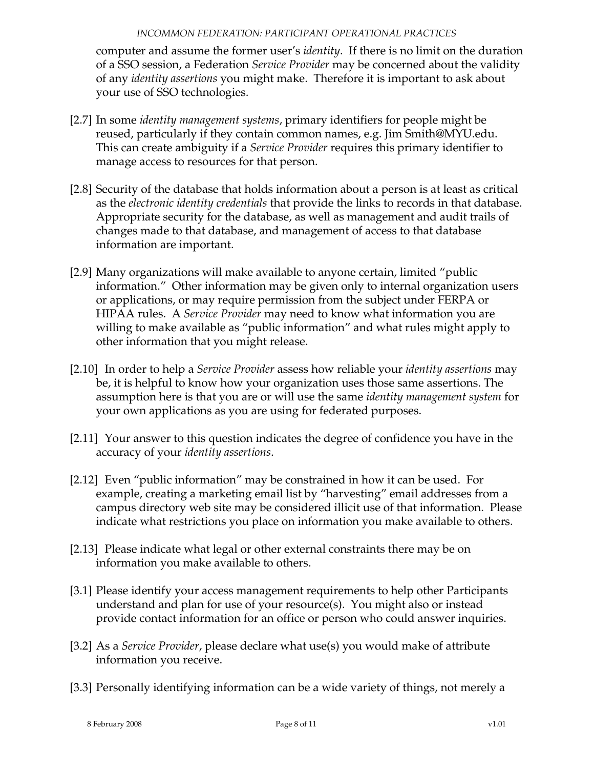computer and assume the former user's *identity*. If there is no limit on the duration of a SSO session, a Federation *Service Provider* may be concerned about the validity of any *identity assertions* you might make. Therefore it is important to ask about your use of SSO technologies.

[2.7] In some *identity management systems*, primary identifiers for people might be reused, particularly if they contain common names, e.g. Jim Smith@MYU.edu. This can create ambiguity if a *Service Provider* requires this primary identifier to manage access to resources for that person.

[2.8] Security of the database that holds information about a person is at least as critical as the *electronic identity credentials* that provide the links to records in that database. Appropriate security for the database, as well as management and audit trails of changes made to that database, and management of access to that database information are important.

[2.9] Many organizations will make available to anyone certain, limited "public information." Other information may be given only to internal organization users or applications, or may require permission from the subject under FERPA or HIPAA rules. A *Service Provider* may need to know what information you are willing to make available as "public information" and what rules might apply to other information that you might release.

[2.10] In order to help a *Service Provider* assess how reliable your *identity assertions* may be, it is helpful to know how your organization uses those same assertions. The assumption here is that you are or will use the same *identity management system* for your own applications as you are using for federated purposes.

[2.11] Your answer to this question indicates the degree of confidence you have in the accuracy of your *identity assertions*.

[2.12] Even "public information" may be constrained in how it can be used. For example, creating a marketing email list by "harvesting" email addresses from a campus directory web site may be considered illicit use of that information. Please indicate what restrictions you place on information you make available to others.

[2.13] Please indicate what legal or other external constraints there may be on information you make available to others.

[3.1] Please identify your access management requirements to help other Participants understand and plan for use of your resource(s). You might also or instead provide contact information for an office or person who could answer inquiries.

[3.2] As a *Service Provider*, please declare what use(s) you would make of attribute information you receive.

[3.3] Personally identifying information can be a wide variety of things, not merely a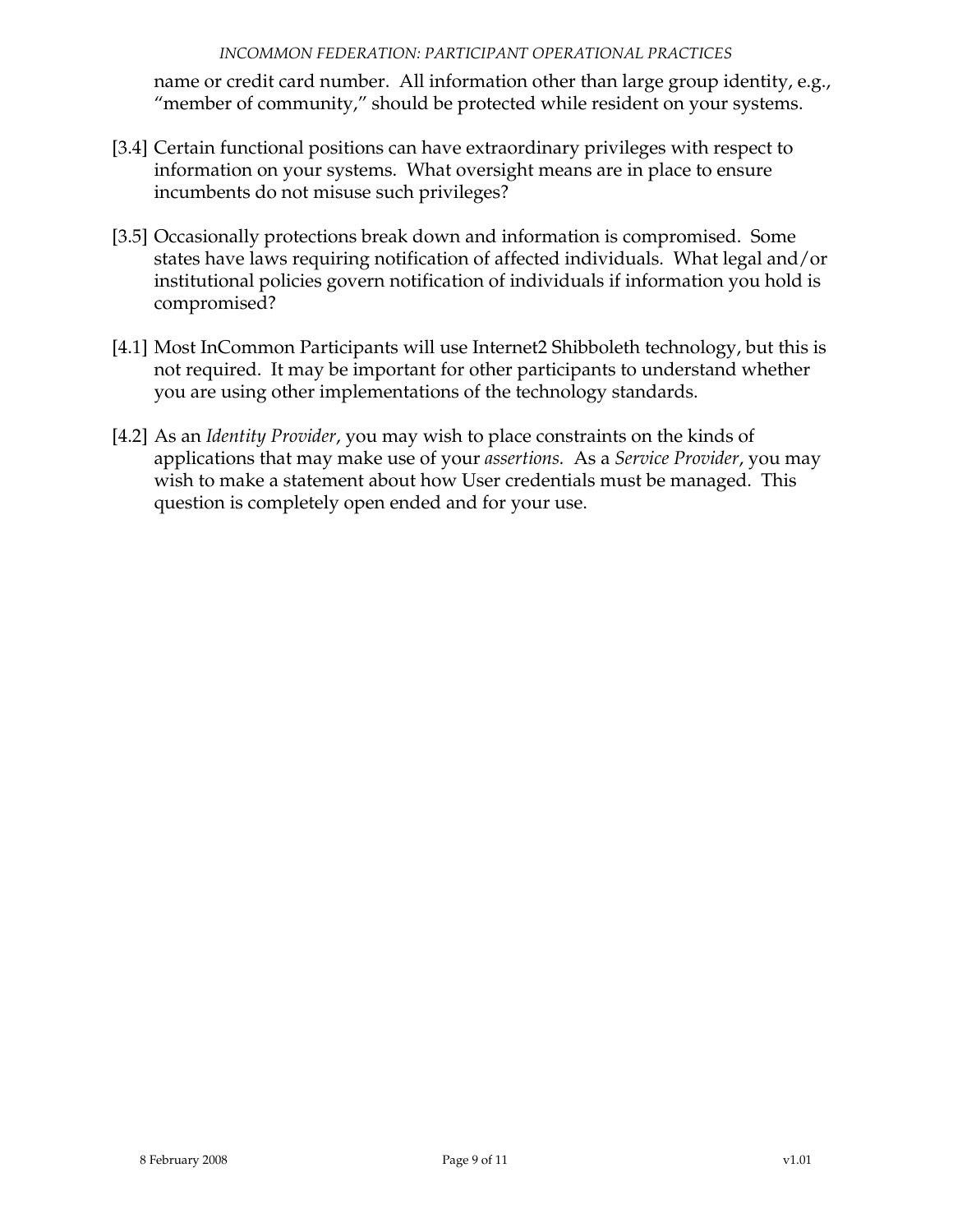name or credit card number. All information other than large group identity, e.g., "member of community," should be protected while resident on your systems.

[3.4] Certain functional positions can have extraordinary privileges with respect to information on your systems. What oversight means are in place to ensure incumbents do not misuse such privileges?

[3.5] Occasionally protections break down and information is compromised. Some states have laws requiring notification of affected individuals. What legal and/or institutional policies govern notification of individuals if information you hold is compromised?

[4.1] Most InCommon Participants will use Internet2 Shibboleth technology, but this is not required. It may be important for other participants to understand whether you are using other implementations of the technology standards.

[4.2] As an *Identity Provider*, you may wish to place constraints on the kinds of applications that may make use of your *assertions.* As a *Service Provider*, you may wish to make a statement about how User credentials must be managed. This question is completely open ended and for your use.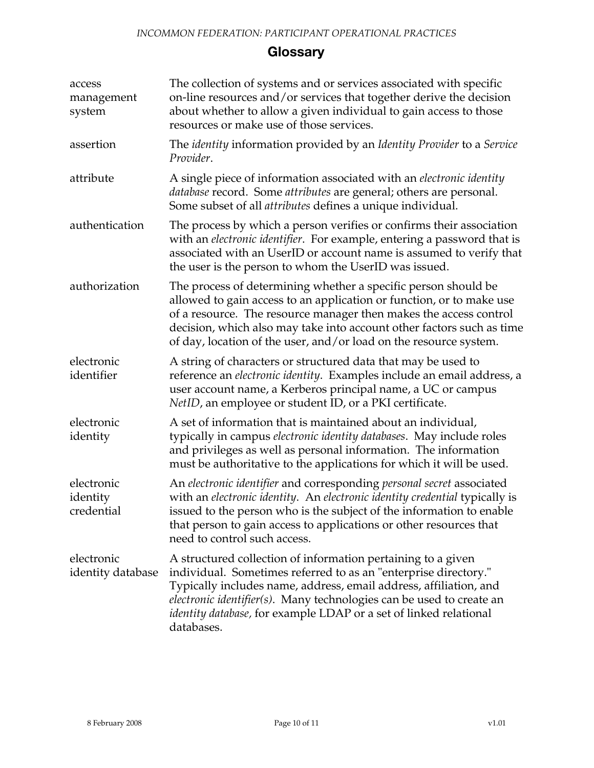## Glossary

| | |
|---|---|
| access management system | The collection of systems and or services associated with specific on-line resources and/or services that together derive the decision about whether to allow a given individual to gain access to those resources or make use of those services. |
| assertion | The *identity* information provided by an *Identity Provider* to a *Service Provider*. |
| attribute | A single piece of information associated with an *electronic identity database* record. Some *attributes* are general; others are personal. Some subset of all *attributes* defines a unique individual. |
| authentication | The process by which a person verifies or confirms their association with an *electronic identifier*. For example, entering a password that is associated with an UserID or account name is assumed to verify that the user is the person to whom the UserID was issued. |
| authorization | The process of determining whether a specific person should be allowed to gain access to an application or function, or to make use of a resource. The resource manager then makes the access control decision, which also may take into account other factors such as time of day, location of the user, and/or load on the resource system. |
| electronic identifier | A string of characters or structured data that may be used to reference an *electronic identity*. Examples include an email address, a user account name, a Kerberos principal name, a UC or campus *NetID*, an employee or student ID, or a PKI certificate. |
| electronic identity | A set of information that is maintained about an individual, typically in campus *electronic identity databases*. May include roles and privileges as well as personal information. The information must be authoritative to the applications for which it will be used. |
| electronic identity credential | An *electronic identifier* and corresponding *personal secret* associated with an *electronic identity*. An *electronic identity credential* typically is issued to the person who is the subject of the information to enable that person to gain access to applications or other resources that need to control such access. |
| electronic identity database | A structured collection of information pertaining to a given individual. Sometimes referred to as an "enterprise directory." Typically includes name, address, email address, affiliation, and *electronic identifier(s)*. Many technologies can be used to create an *identity database*, for example LDAP or a set of linked relational databases. |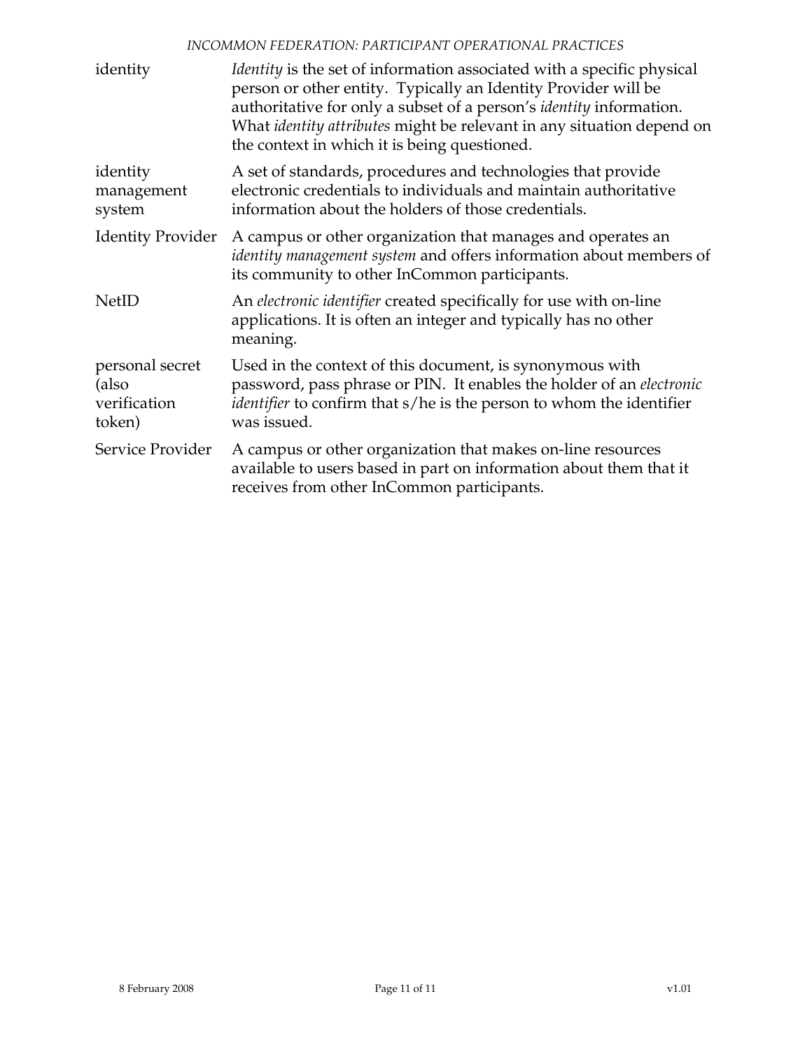| | |
|---|---|
| identity | *Identity* is the set of information associated with a specific physical person or other entity. Typically an Identity Provider will be authoritative for only a subset of a person's *identity* information. What *identity attributes* might be relevant in any situation depend on the context in which it is being questioned. |
| identity management system | A set of standards, procedures and technologies that provide electronic credentials to individuals and maintain authoritative information about the holders of those credentials. |
| Identity Provider | A campus or other organization that manages and operates an *identity management system* and offers information about members of its community to other InCommon participants. |
| NetID | An *electronic identifier* created specifically for use with on-line applications. It is often an integer and typically has no other meaning. |
| personal secret (also verification token) | Used in the context of this document, is synonymous with password, pass phrase or PIN. It enables the holder of an *electronic identifier* to confirm that s/he is the person to whom the identifier was issued. |
| Service Provider | A campus or other organization that makes on-line resources available to users based in part on information about them that it receives from other InCommon participants. |